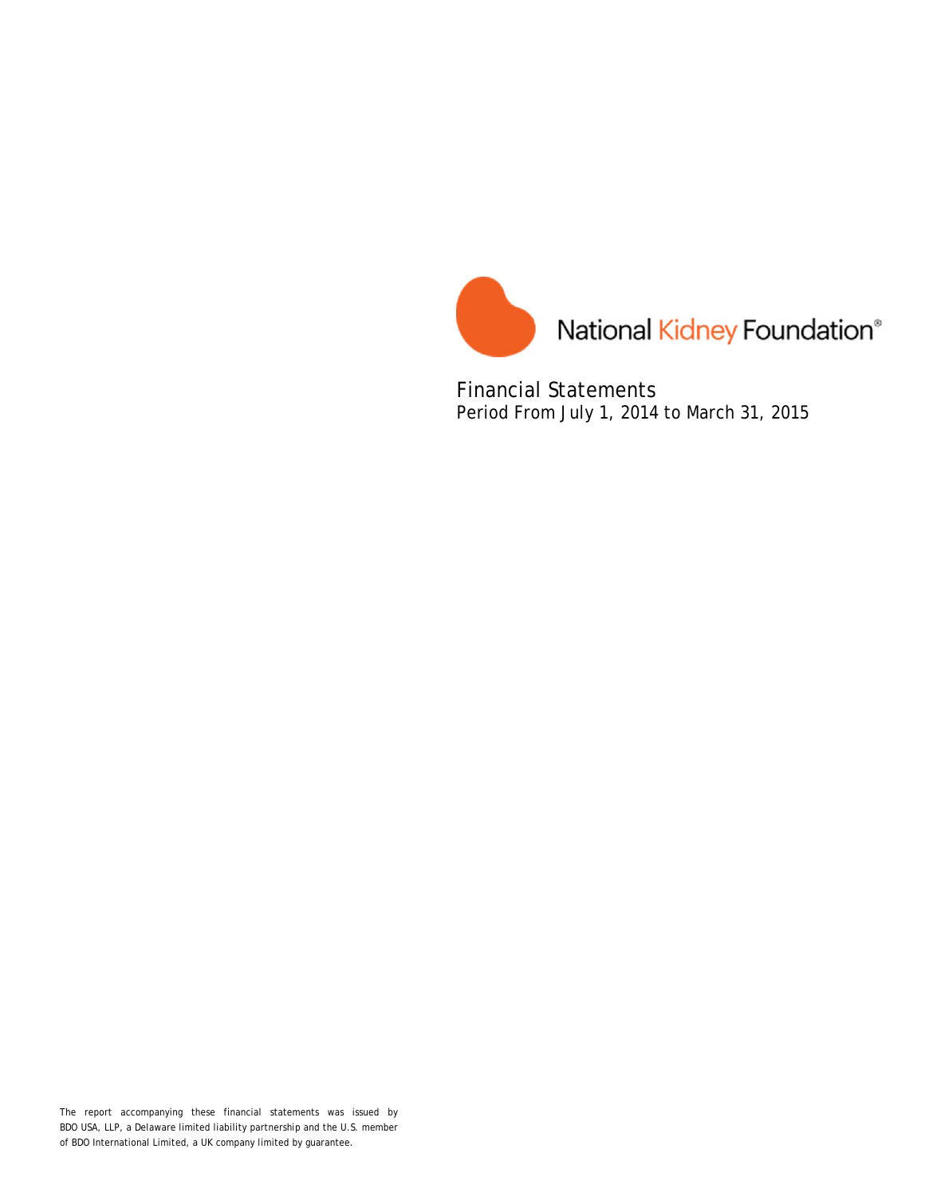National Kidney Foundation®

# Financial Statements

Period From July 1, 2014 to March 31, 2015

The report accompanying these financial statements was issued by BDO USA, LLP, a Delaware limited liability partnership and the U.S. member of BDO International Limited, a UK company limited by guarantee.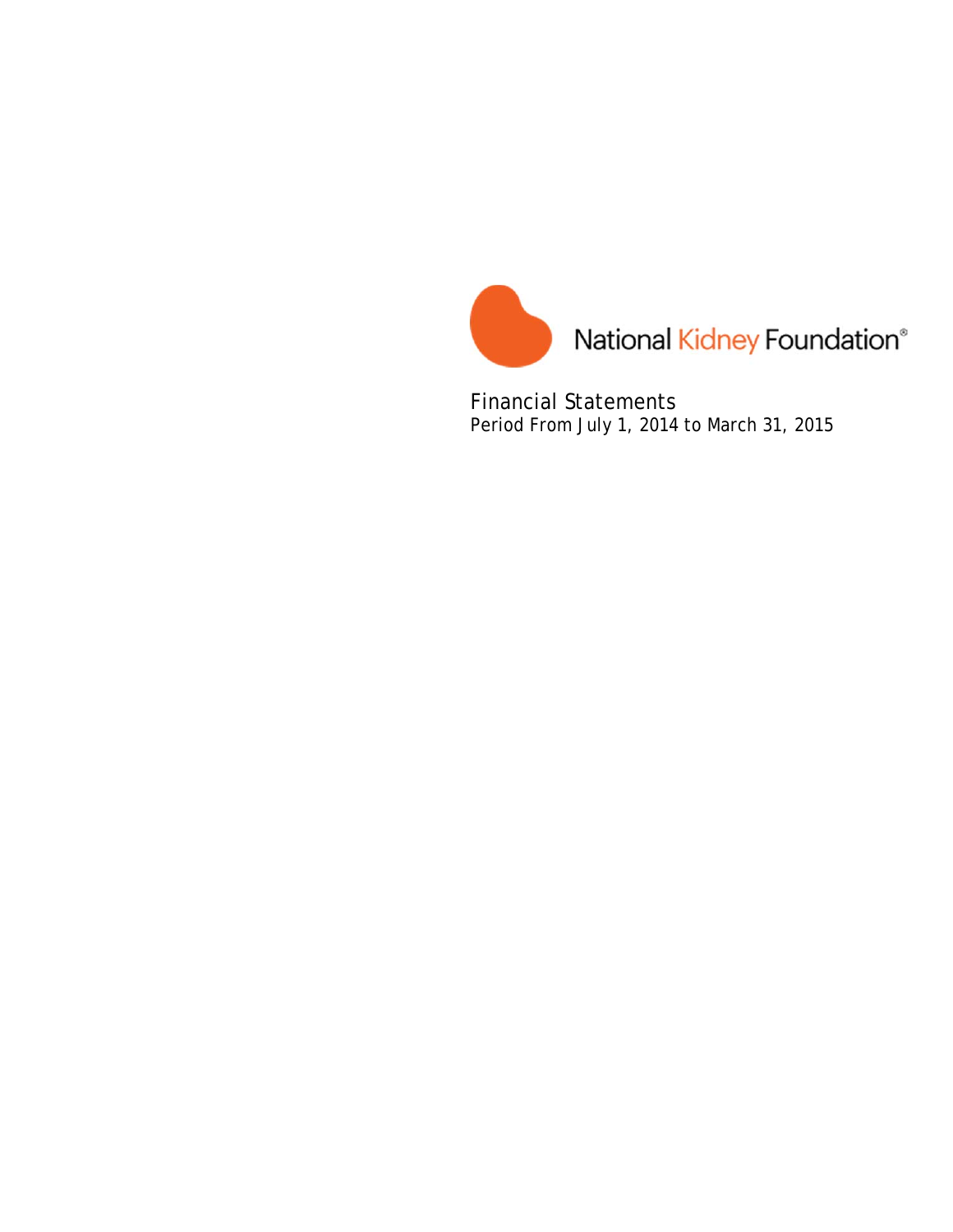National Kidney Foundation®

Financial Statements

Period From July 1, 2014 to March 31, 2015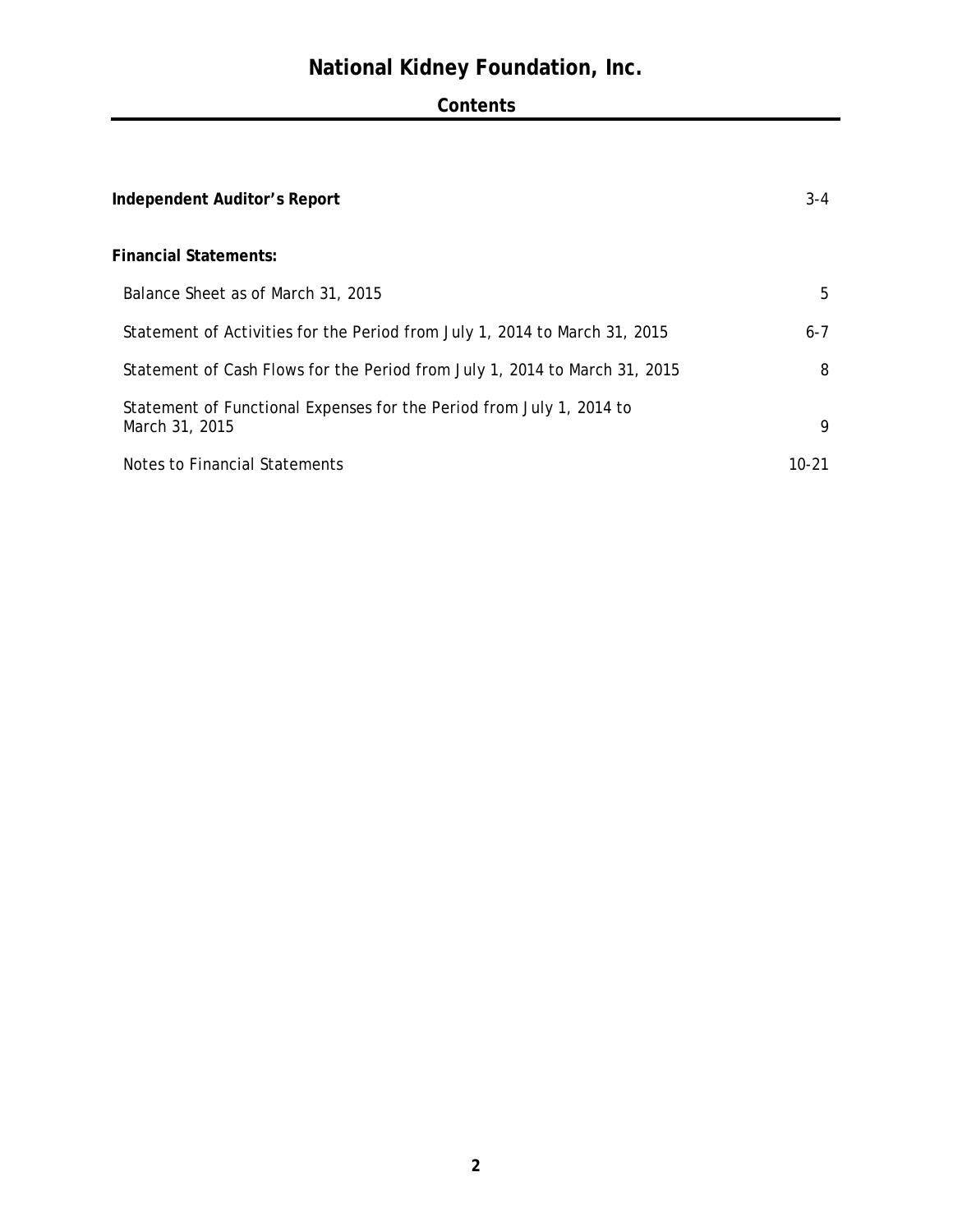# National Kidney Foundation, Inc.

## Contents

| | |
|---|---|
| **Independent Auditor's Report** | 3-4 |
| **Financial Statements:** | |
| Balance Sheet as of March 31, 2015 | 5 |
| Statement of Activities for the Period from July 1, 2014 to March 31, 2015 | 6-7 |
| Statement of Cash Flows for the Period from July 1, 2014 to March 31, 2015 | 8 |
| Statement of Functional Expenses for the Period from July 1, 2014 to March 31, 2015 | 9 |
| Notes to Financial Statements | 10-21 |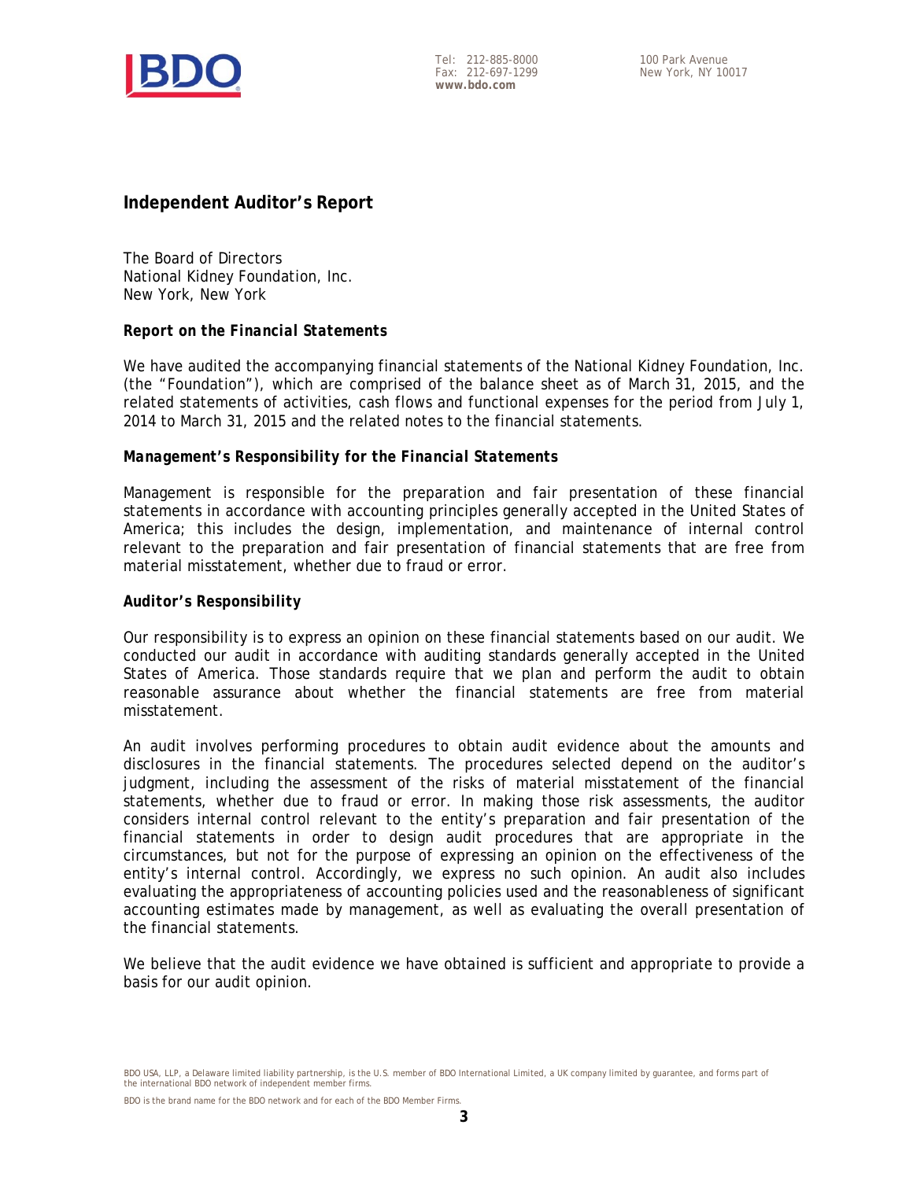Tel: 212-885-8000
Fax: 212-697-1299
**www.bdo.com**

100 Park Avenue
New York, NY 10017

## Independent Auditor's Report

The Board of Directors
National Kidney Foundation, Inc.
New York, New York

***Report on the Financial Statements***

We have audited the accompanying financial statements of the National Kidney Foundation, Inc. (the "Foundation"), which are comprised of the balance sheet as of March 31, 2015, and the related statements of activities, cash flows and functional expenses for the period from July 1, 2014 to March 31, 2015 and the related notes to the financial statements.

***Management's Responsibility for the Financial Statements***

Management is responsible for the preparation and fair presentation of these financial statements in accordance with accounting principles generally accepted in the United States of America; this includes the design, implementation, and maintenance of internal control relevant to the preparation and fair presentation of financial statements that are free from material misstatement, whether due to fraud or error.

***Auditor's Responsibility***

Our responsibility is to express an opinion on these financial statements based on our audit. We conducted our audit in accordance with auditing standards generally accepted in the United States of America. Those standards require that we plan and perform the audit to obtain reasonable assurance about whether the financial statements are free from material misstatement.

An audit involves performing procedures to obtain audit evidence about the amounts and disclosures in the financial statements. The procedures selected depend on the auditor's judgment, including the assessment of the risks of material misstatement of the financial statements, whether due to fraud or error. In making those risk assessments, the auditor considers internal control relevant to the entity's preparation and fair presentation of the financial statements in order to design audit procedures that are appropriate in the circumstances, but not for the purpose of expressing an opinion on the effectiveness of the entity's internal control. Accordingly, we express no such opinion. An audit also includes evaluating the appropriateness of accounting policies used and the reasonableness of significant accounting estimates made by management, as well as evaluating the overall presentation of the financial statements.

We believe that the audit evidence we have obtained is sufficient and appropriate to provide a basis for our audit opinion.

BDO USA, LLP, a Delaware limited liability partnership, is the U.S. member of BDO International Limited, a UK company limited by guarantee, and forms part of the international BDO network of independent member firms.

BDO is the brand name for the BDO network and for each of the BDO Member Firms.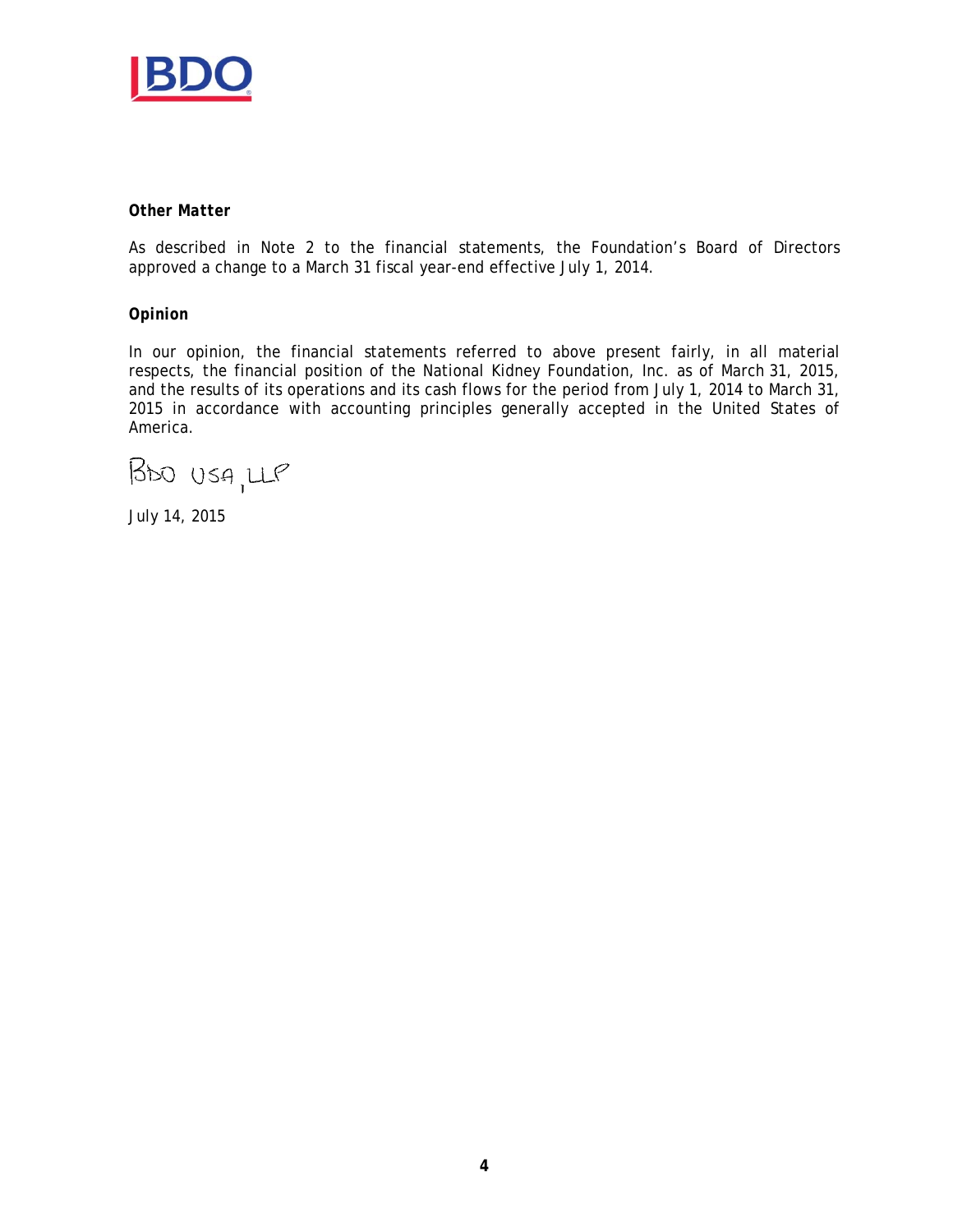**Other Matter**

As described in Note 2 to the financial statements, the Foundation's Board of Directors approved a change to a March 31 fiscal year-end effective July 1, 2014.

**Opinion**

In our opinion, the financial statements referred to above present fairly, in all material respects, the financial position of the National Kidney Foundation, Inc. as of March 31, 2015, and the results of its operations and its cash flows for the period from July 1, 2014 to March 31, 2015 in accordance with accounting principles generally accepted in the United States of America.

BDO USA, LLP

July 14, 2015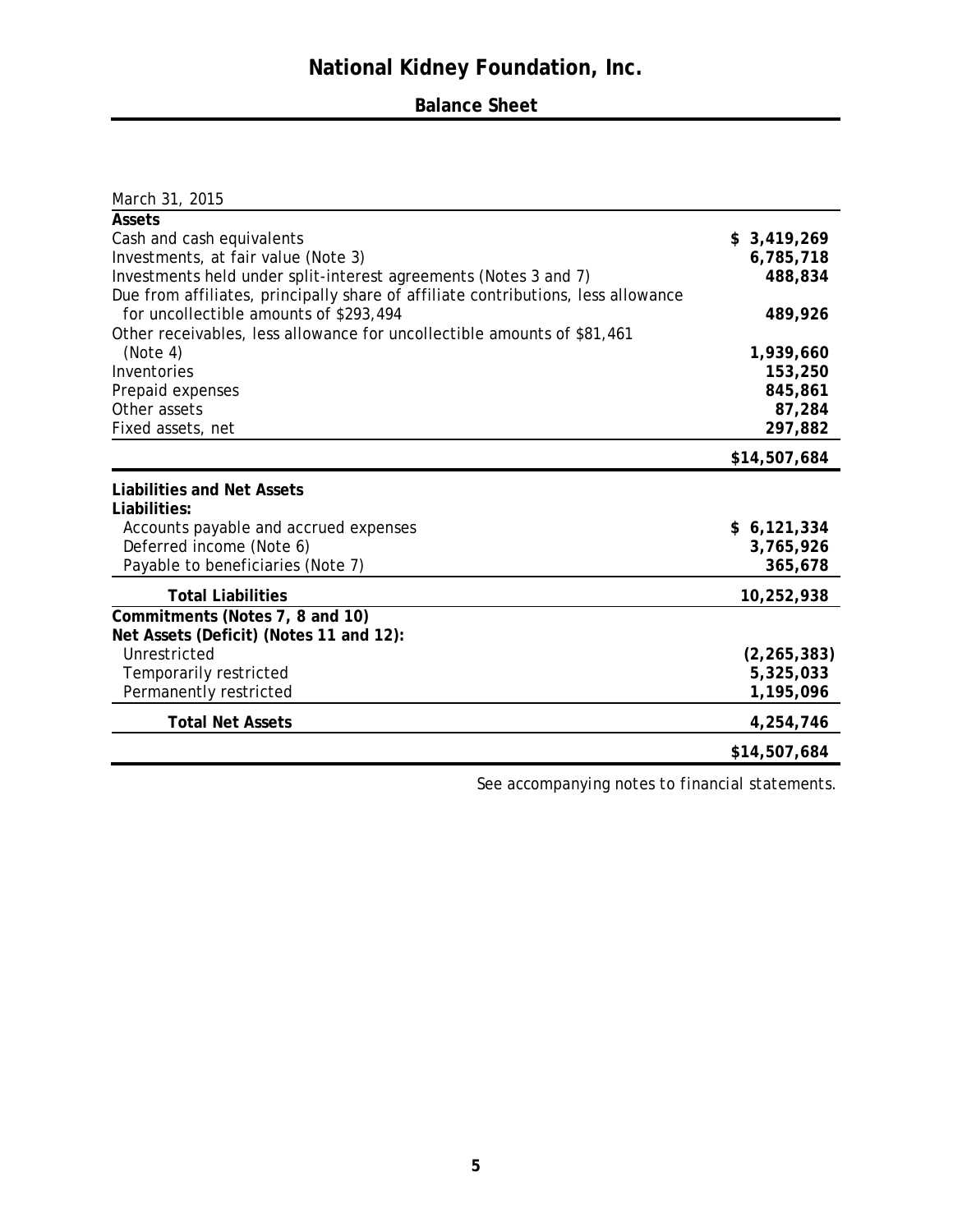# National Kidney Foundation, Inc.

## Balance Sheet

| March 31, 2015 | |
|---|---|
| **Assets** | |
| Cash and cash equivalents | **$ 3,419,269** |
| Investments, at fair value (Note 3) | **6,785,718** |
| Investments held under split-interest agreements (Notes 3 and 7) | **488,834** |
| Due from affiliates, principally share of affiliate contributions, less allowance for uncollectible amounts of $293,494 | **489,926** |
| Other receivables, less allowance for uncollectible amounts of $81,461 (Note 4) | **1,939,660** |
| Inventories | **153,250** |
| Prepaid expenses | **845,861** |
| Other assets | **87,284** |
| Fixed assets, net | **297,882** |
| | **$14,507,684** |
| **Liabilities and Net Assets** | |
| **Liabilities:** | |
| Accounts payable and accrued expenses | **$ 6,121,334** |
| Deferred income (Note 6) | **3,765,926** |
| Payable to beneficiaries (Note 7) | **365,678** |
| **Total Liabilities** | **10,252,938** |
| **Commitments (Notes 7, 8 and 10)** | |
| **Net Assets (Deficit) (Notes 11 and 12):** | |
| Unrestricted | **(2,265,383)** |
| Temporarily restricted | **5,325,033** |
| Permanently restricted | **1,195,096** |
| **Total Net Assets** | **4,254,746** |
| | **$14,507,684** |

*See accompanying notes to financial statements.*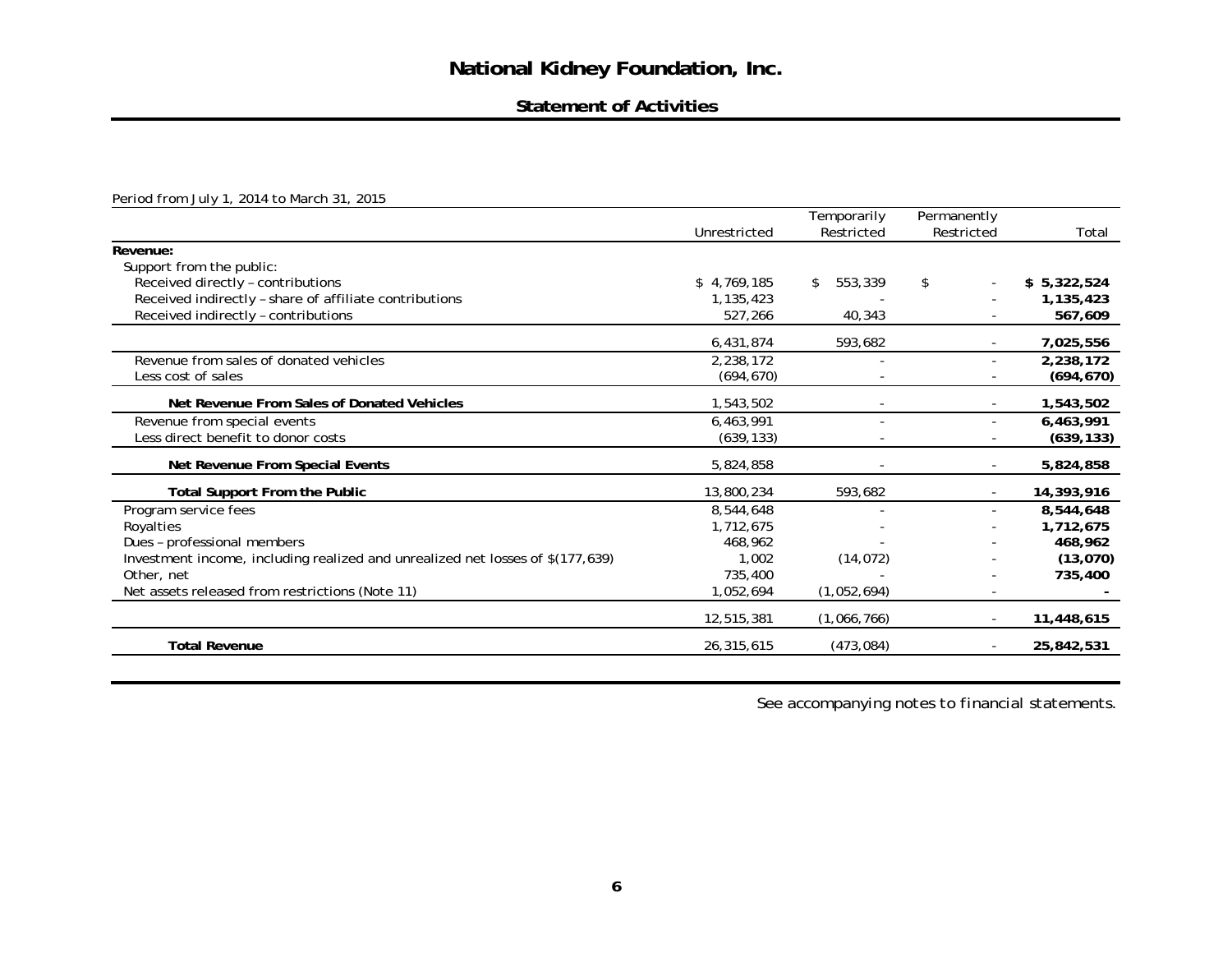# National Kidney Foundation, Inc.

## Statement of Activities

*Period from July 1, 2014 to March 31, 2015*

| | Unrestricted | Temporarily Restricted | Permanently Restricted | Total |
|---|---|---|---|---|
| **Revenue:** | | | | |
| Support from the public: | | | | |
| Received directly – contributions | $ 4,769,185 | $ 553,339 | $ - | **$ 5,322,524** |
| Received indirectly – share of affiliate contributions | 1,135,423 | - | - | **1,135,423** |
| Received indirectly – contributions | 527,266 | 40,343 | - | **567,609** |
| | 6,431,874 | 593,682 | - | **7,025,556** |
| Revenue from sales of donated vehicles | 2,238,172 | - | - | **2,238,172** |
| Less cost of sales | (694,670) | - | - | **(694,670)** |
| **Net Revenue From Sales of Donated Vehicles** | 1,543,502 | - | - | **1,543,502** |
| Revenue from special events | 6,463,991 | - | - | **6,463,991** |
| Less direct benefit to donor costs | (639,133) | - | - | **(639,133)** |
| **Net Revenue From Special Events** | 5,824,858 | - | - | **5,824,858** |
| **Total Support From the Public** | 13,800,234 | 593,682 | - | **14,393,916** |
| Program service fees | 8,544,648 | - | - | **8,544,648** |
| Royalties | 1,712,675 | - | - | **1,712,675** |
| Dues – professional members | 468,962 | - | - | **468,962** |
| Investment income, including realized and unrealized net losses of $(177,639) | 1,002 | (14,072) | - | **(13,070)** |
| Other, net | 735,400 | - | - | **735,400** |
| Net assets released from restrictions (Note 11) | 1,052,694 | (1,052,694) | - | **-** |
| | 12,515,381 | (1,066,766) | - | **11,448,615** |
| **Total Revenue** | 26,315,615 | (473,084) | - | **25,842,531** |

See accompanying notes to financial statements.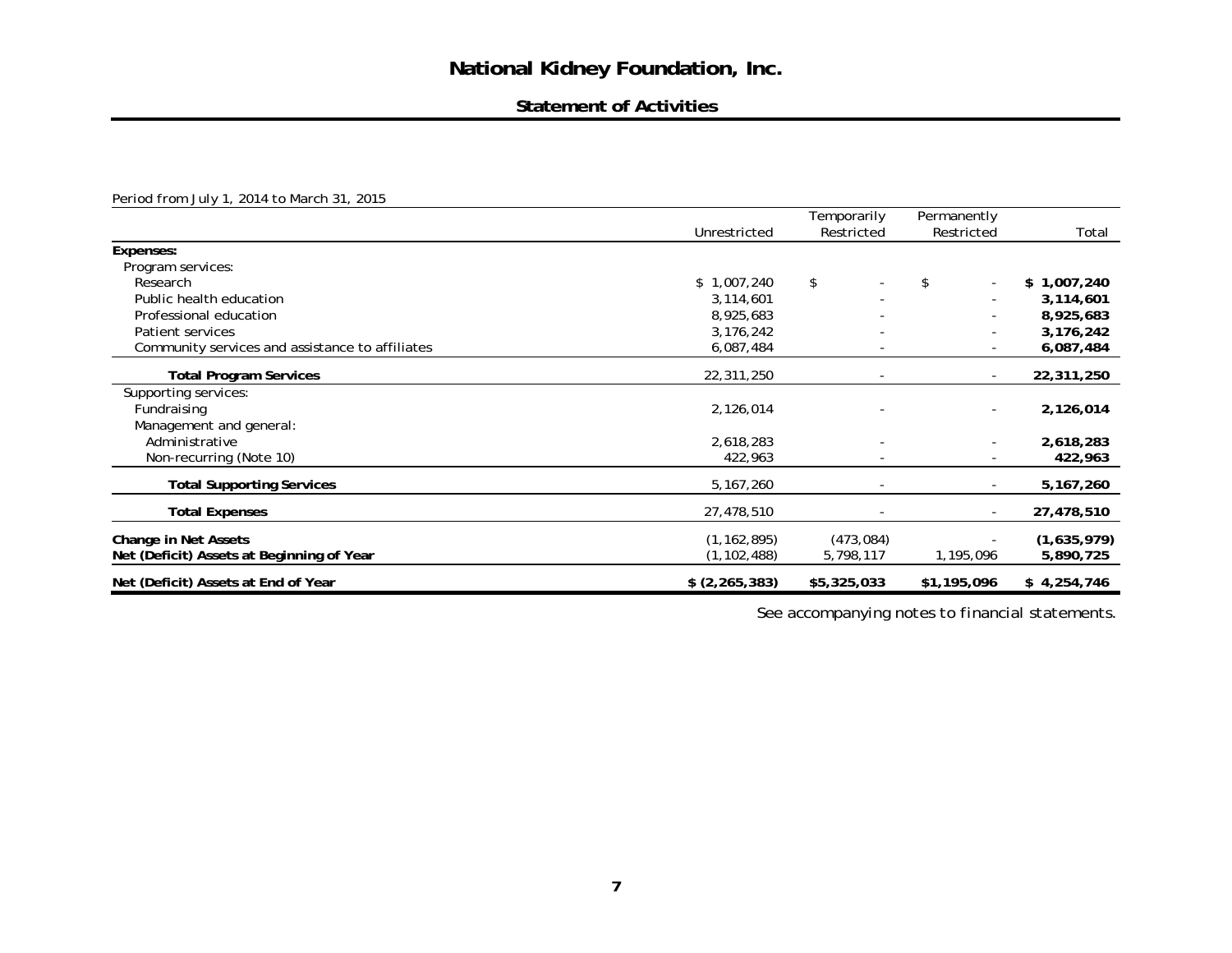# National Kidney Foundation, Inc.

## Statement of Activities

*Period from July 1, 2014 to March 31, 2015*

| | Unrestricted | Temporarily Restricted | Permanently Restricted | Total |
|---|---|---|---|---|
| **Expenses:** | | | | |
| Program services: | | | | |
| Research | $ 1,007,240 | $ - | $ - | **$ 1,007,240** |
| Public health education | 3,114,601 | - | - | **3,114,601** |
| Professional education | 8,925,683 | - | - | **8,925,683** |
| Patient services | 3,176,242 | - | - | **3,176,242** |
| Community services and assistance to affiliates | 6,087,484 | - | - | **6,087,484** |
| **Total Program Services** | 22,311,250 | - | - | **22,311,250** |
| Supporting services: | | | | |
| Fundraising | 2,126,014 | - | - | **2,126,014** |
| Management and general: | | | | |
| Administrative | 2,618,283 | - | - | **2,618,283** |
| Non-recurring (Note 10) | 422,963 | - | - | **422,963** |
| **Total Supporting Services** | 5,167,260 | - | - | **5,167,260** |
| **Total Expenses** | 27,478,510 | - | - | **27,478,510** |
| **Change in Net Assets** | (1,162,895) | (473,084) | - | **(1,635,979)** |
| **Net (Deficit) Assets at Beginning of Year** | (1,102,488) | 5,798,117 | 1,195,096 | **5,890,725** |
| **Net (Deficit) Assets at End of Year** | **$ (2,265,383)** | **$5,325,033** | **$1,195,096** | **$ 4,254,746** |

See accompanying notes to financial statements.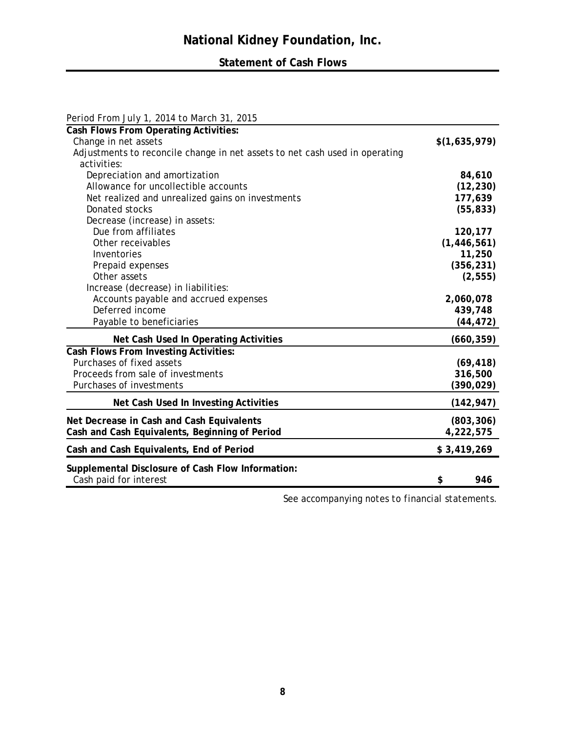# National Kidney Foundation, Inc.

## Statement of Cash Flows

| Period From July 1, 2014 to March 31, 2015 | |
|---|---|
| **Cash Flows From Operating Activities:** | |
| Change in net assets | **$(1,635,979)** |
| Adjustments to reconcile change in net assets to net cash used in operating activities: | |
| Depreciation and amortization | **84,610** |
| Allowance for uncollectible accounts | **(12,230)** |
| Net realized and unrealized gains on investments | **177,639** |
| Donated stocks | **(55,833)** |
| Decrease (increase) in assets: | |
| Due from affiliates | **120,177** |
| Other receivables | **(1,446,561)** |
| Inventories | **11,250** |
| Prepaid expenses | **(356,231)** |
| Other assets | **(2,555)** |
| Increase (decrease) in liabilities: | |
| Accounts payable and accrued expenses | **2,060,078** |
| Deferred income | **439,748** |
| Payable to beneficiaries | **(44,472)** |
| **Net Cash Used In Operating Activities** | **(660,359)** |
| **Cash Flows From Investing Activities:** | |
| Purchases of fixed assets | **(69,418)** |
| Proceeds from sale of investments | **316,500** |
| Purchases of investments | **(390,029)** |
| **Net Cash Used In Investing Activities** | **(142,947)** |
| **Net Decrease in Cash and Cash Equivalents** | **(803,306)** |
| **Cash and Cash Equivalents, Beginning of Period** | **4,222,575** |
| **Cash and Cash Equivalents, End of Period** | **$ 3,419,269** |
| **Supplemental Disclosure of Cash Flow Information:** | |
| Cash paid for interest | **$ 946** |

*See accompanying notes to financial statements.*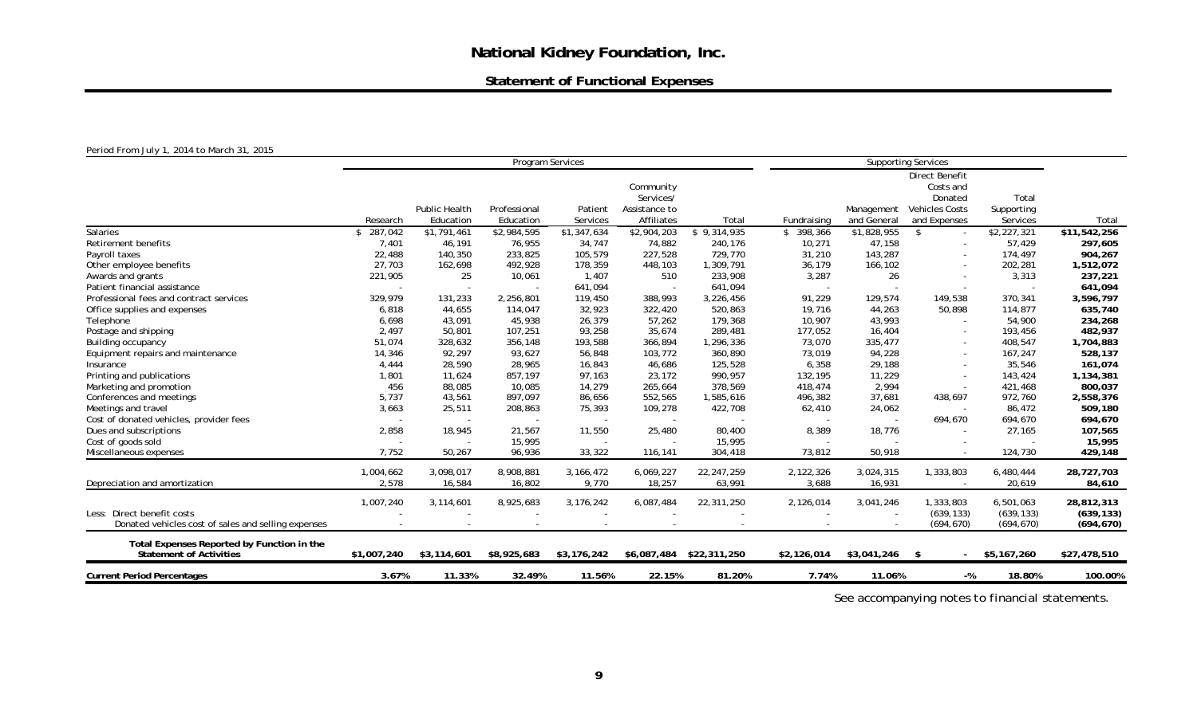# National Kidney Foundation, Inc.

## Statement of Functional Expenses

Period From July 1, 2014 to March 31, 2015

| | Program Services | | | | | | Supporting Services | | | | |
|---|---|---|---|---|---|---|---|---|---|---|---|
| | Research | Public Health Education | Professional Education | Patient Services | Community Services/ Assistance to Affiliates | Total | Fundraising | Management and General | Direct Benefit Costs and Donated Vehicles Costs and Expenses | Total Supporting Services | Total |
| Salaries | $ 287,042 | $1,791,461 | $2,984,595 | $1,347,634 | $2,904,203 | $ 9,314,935 | $ 398,366 | $1,828,955 | $ - | $2,227,321 | **$11,542,256** |
| Retirement benefits | 7,401 | 46,191 | 76,955 | 34,747 | 74,882 | 240,176 | 10,271 | 47,158 | - | 57,429 | **297,605** |
| Payroll taxes | 22,488 | 140,350 | 233,825 | 105,579 | 227,528 | 729,770 | 31,210 | 143,287 | - | 174,497 | **904,267** |
| Other employee benefits | 27,703 | 162,698 | 492,928 | 178,359 | 448,103 | 1,309,791 | 36,179 | 166,102 | - | 202,281 | **1,512,072** |
| Awards and grants | 221,905 | 25 | 10,061 | 1,407 | 510 | 233,908 | 3,287 | 26 | - | 3,313 | **237,221** |
| Patient financial assistance | - | - | - | 641,094 | - | 641,094 | - | - | - | - | **641,094** |
| Professional fees and contract services | 329,979 | 131,233 | 2,256,801 | 119,450 | 388,993 | 3,226,456 | 91,229 | 129,574 | 149,538 | 370,341 | **3,596,797** |
| Office supplies and expenses | 6,818 | 44,655 | 114,047 | 32,923 | 322,420 | 520,863 | 19,716 | 44,263 | 50,898 | 114,877 | **635,740** |
| Telephone | 6,698 | 43,091 | 45,938 | 26,379 | 57,262 | 179,368 | 10,907 | 43,993 | - | 54,900 | **234,268** |
| Postage and shipping | 2,497 | 50,801 | 107,251 | 93,258 | 35,674 | 289,481 | 177,052 | 16,404 | - | 193,456 | **482,937** |
| Building occupancy | 51,074 | 328,632 | 356,148 | 193,588 | 366,894 | 1,296,336 | 73,070 | 335,477 | - | 408,547 | **1,704,883** |
| Equipment repairs and maintenance | 14,346 | 92,297 | 93,627 | 56,848 | 103,772 | 360,890 | 73,019 | 94,228 | - | 167,247 | **528,137** |
| Insurance | 4,444 | 28,590 | 28,965 | 16,843 | 46,686 | 125,528 | 6,358 | 29,188 | - | 35,546 | **161,074** |
| Printing and publications | 1,801 | 11,624 | 857,197 | 97,163 | 23,172 | 990,957 | 132,195 | 11,229 | - | 143,424 | **1,134,381** |
| Marketing and promotion | 456 | 88,085 | 10,085 | 14,279 | 265,664 | 378,569 | 418,474 | 2,994 | - | 421,468 | **800,037** |
| Conferences and meetings | 5,737 | 43,561 | 897,097 | 86,656 | 552,565 | 1,585,616 | 496,382 | 37,681 | 438,697 | 972,760 | **2,558,376** |
| Meetings and travel | 3,663 | 25,511 | 208,863 | 75,393 | 109,278 | 422,708 | 62,410 | 24,062 | - | 86,472 | **509,180** |
| Cost of donated vehicles, provider fees | - | - | - | - | - | - | - | - | 694,670 | 694,670 | **694,670** |
| Dues and subscriptions | 2,858 | 18,945 | 21,567 | 11,550 | 25,480 | 80,400 | 8,389 | 18,776 | - | 27,165 | **107,565** |
| Cost of goods sold | - | - | 15,995 | - | - | 15,995 | - | - | - | - | **15,995** |
| Miscellaneous expenses | 7,752 | 50,267 | 96,936 | 33,322 | 116,141 | 304,418 | 73,812 | 50,918 | - | 124,730 | **429,148** |
| | 1,004,662 | 3,098,017 | 8,908,881 | 3,166,472 | 6,069,227 | 22,247,259 | 2,122,326 | 3,024,315 | 1,333,803 | 6,480,444 | **28,727,703** |
| Depreciation and amortization | 2,578 | 16,584 | 16,802 | 9,770 | 18,257 | 63,991 | 3,688 | 16,931 | - | 20,619 | **84,610** |
| | 1,007,240 | 3,114,601 | 8,925,683 | 3,176,242 | 6,087,484 | 22,311,250 | 2,126,014 | 3,041,246 | 1,333,803 | 6,501,063 | **28,812,313** |
| Less: Direct benefit costs | - | - | - | - | - | - | - | - | (639,133) | (639,133) | **(639,133)** |
| Donated vehicles cost of sales and selling expenses | - | - | - | - | - | - | - | - | (694,670) | (694,670) | **(694,670)** |
| **Total Expenses Reported by Function in the Statement of Activities** | **$1,007,240** | **$3,114,601** | **$8,925,683** | **$3,176,242** | **$6,087,484** | **$22,311,250** | **$2,126,014** | **$3,041,246** | **$ -** | **$5,167,260** | **$27,478,510** |
| **Current Period Percentages** | **3.67%** | **11.33%** | **32.49%** | **11.56%** | **22.15%** | **81.20%** | **7.74%** | **11.06%** | **-%** | **18.80%** | **100.00%** |

See accompanying notes to financial statements.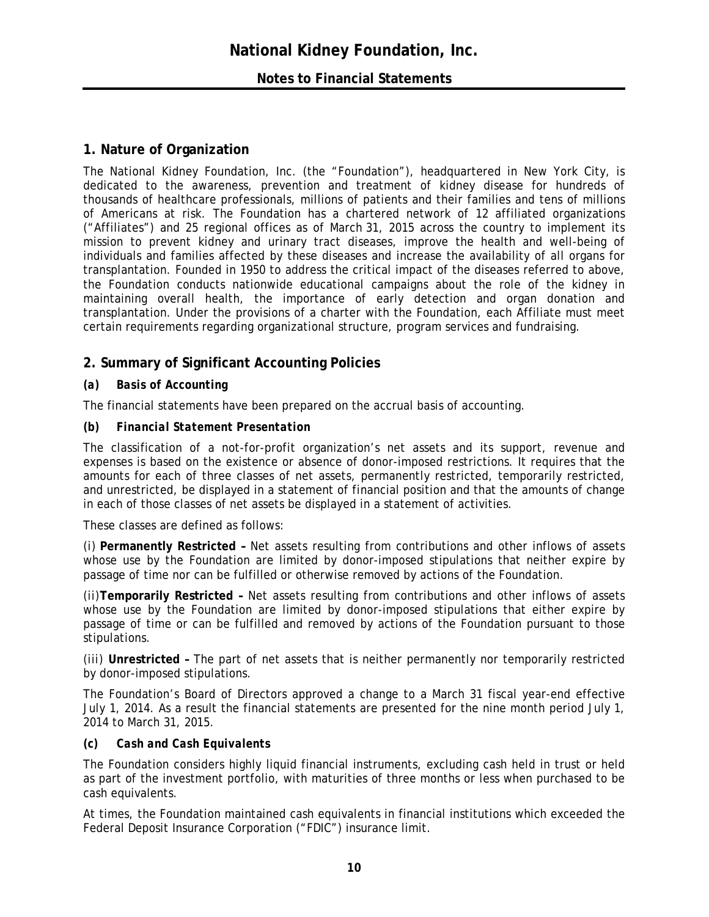# National Kidney Foundation, Inc.

## Notes to Financial Statements

## 1. Nature of Organization

The National Kidney Foundation, Inc. (the "Foundation"), headquartered in New York City, is dedicated to the awareness, prevention and treatment of kidney disease for hundreds of thousands of healthcare professionals, millions of patients and their families and tens of millions of Americans at risk. The Foundation has a chartered network of 12 affiliated organizations ("Affiliates") and 25 regional offices as of March 31, 2015 across the country to implement its mission to prevent kidney and urinary tract diseases, improve the health and well-being of individuals and families affected by these diseases and increase the availability of all organs for transplantation. Founded in 1950 to address the critical impact of the diseases referred to above, the Foundation conducts nationwide educational campaigns about the role of the kidney in maintaining overall health, the importance of early detection and organ donation and transplantation. Under the provisions of a charter with the Foundation, each Affiliate must meet certain requirements regarding organizational structure, program services and fundraising.

## 2. Summary of Significant Accounting Policies

### *(a) Basis of Accounting*

The financial statements have been prepared on the accrual basis of accounting.

### *(b) Financial Statement Presentation*

The classification of a not-for-profit organization's net assets and its support, revenue and expenses is based on the existence or absence of donor-imposed restrictions. It requires that the amounts for each of three classes of net assets, permanently restricted, temporarily restricted, and unrestricted, be displayed in a statement of financial position and that the amounts of change in each of those classes of net assets be displayed in a statement of activities.

These classes are defined as follows:

(i) **Permanently Restricted –** Net assets resulting from contributions and other inflows of assets whose use by the Foundation are limited by donor-imposed stipulations that neither expire by passage of time nor can be fulfilled or otherwise removed by actions of the Foundation.

(ii)**Temporarily Restricted –** Net assets resulting from contributions and other inflows of assets whose use by the Foundation are limited by donor-imposed stipulations that either expire by passage of time or can be fulfilled and removed by actions of the Foundation pursuant to those stipulations.

(iii) **Unrestricted –** The part of net assets that is neither permanently nor temporarily restricted by donor-imposed stipulations.

The Foundation's Board of Directors approved a change to a March 31 fiscal year-end effective July 1, 2014. As a result the financial statements are presented for the nine month period July 1, 2014 to March 31, 2015.

### *(c) Cash and Cash Equivalents*

The Foundation considers highly liquid financial instruments, excluding cash held in trust or held as part of the investment portfolio, with maturities of three months or less when purchased to be cash equivalents.

At times, the Foundation maintained cash equivalents in financial institutions which exceeded the Federal Deposit Insurance Corporation ("FDIC") insurance limit.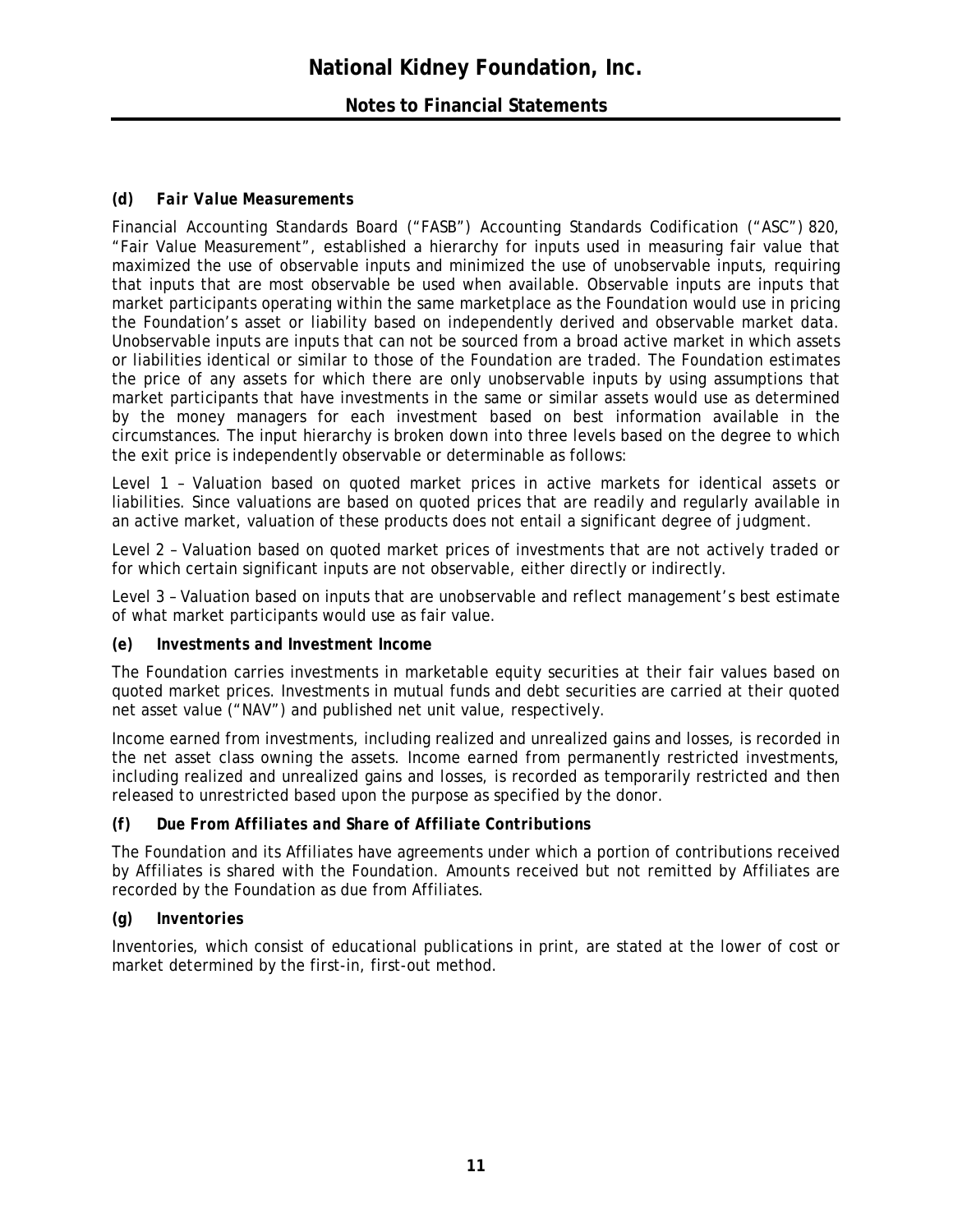### (d) *Fair Value Measurements*

Financial Accounting Standards Board ("FASB") Accounting Standards Codification ("ASC") 820, "Fair Value Measurement", established a hierarchy for inputs used in measuring fair value that maximized the use of observable inputs and minimized the use of unobservable inputs, requiring that inputs that are most observable be used when available. Observable inputs are inputs that market participants operating within the same marketplace as the Foundation would use in pricing the Foundation's asset or liability based on independently derived and observable market data. Unobservable inputs are inputs that can not be sourced from a broad active market in which assets or liabilities identical or similar to those of the Foundation are traded. The Foundation estimates the price of any assets for which there are only unobservable inputs by using assumptions that market participants that have investments in the same or similar assets would use as determined by the money managers for each investment based on best information available in the circumstances. The input hierarchy is broken down into three levels based on the degree to which the exit price is independently observable or determinable as follows:

Level 1 – Valuation based on quoted market prices in active markets for identical assets or liabilities. Since valuations are based on quoted prices that are readily and regularly available in an active market, valuation of these products does not entail a significant degree of judgment.

Level 2 – Valuation based on quoted market prices of investments that are not actively traded or for which certain significant inputs are not observable, either directly or indirectly.

Level 3 – Valuation based on inputs that are unobservable and reflect management's best estimate of what market participants would use as fair value.

### (e) *Investments and Investment Income*

The Foundation carries investments in marketable equity securities at their fair values based on quoted market prices. Investments in mutual funds and debt securities are carried at their quoted net asset value ("NAV") and published net unit value, respectively.

Income earned from investments, including realized and unrealized gains and losses, is recorded in the net asset class owning the assets. Income earned from permanently restricted investments, including realized and unrealized gains and losses, is recorded as temporarily restricted and then released to unrestricted based upon the purpose as specified by the donor.

### (f) *Due From Affiliates and Share of Affiliate Contributions*

The Foundation and its Affiliates have agreements under which a portion of contributions received by Affiliates is shared with the Foundation. Amounts received but not remitted by Affiliates are recorded by the Foundation as due from Affiliates.

### (g) *Inventories*

Inventories, which consist of educational publications in print, are stated at the lower of cost or market determined by the first-in, first-out method.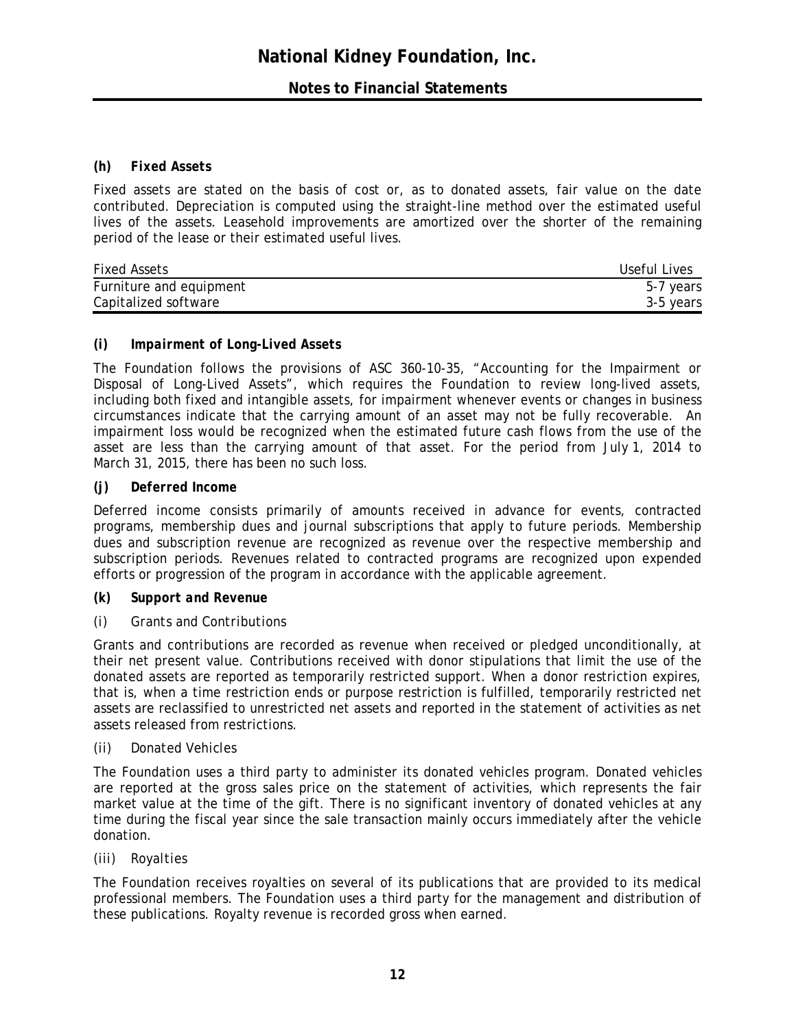#### (h) Fixed Assets

Fixed assets are stated on the basis of cost or, as to donated assets, fair value on the date contributed. Depreciation is computed using the straight-line method over the estimated useful lives of the assets. Leasehold improvements are amortized over the shorter of the remaining period of the lease or their estimated useful lives.

| Fixed Assets | Useful Lives |
|---|---|
| Furniture and equipment | 5-7 years |
| Capitalized software | 3-5 years |

#### (i) Impairment of Long-Lived Assets

The Foundation follows the provisions of ASC 360-10-35, "Accounting for the Impairment or Disposal of Long-Lived Assets", which requires the Foundation to review long-lived assets, including both fixed and intangible assets, for impairment whenever events or changes in business circumstances indicate that the carrying amount of an asset may not be fully recoverable. An impairment loss would be recognized when the estimated future cash flows from the use of the asset are less than the carrying amount of that asset. For the period from July 1, 2014 to March 31, 2015, there has been no such loss.

#### (j) Deferred Income

Deferred income consists primarily of amounts received in advance for events, contracted programs, membership dues and journal subscriptions that apply to future periods. Membership dues and subscription revenue are recognized as revenue over the respective membership and subscription periods. Revenues related to contracted programs are recognized upon expended efforts or progression of the program in accordance with the applicable agreement.

#### (k) Support and Revenue

*(i) Grants and Contributions*

Grants and contributions are recorded as revenue when received or pledged unconditionally, at their net present value. Contributions received with donor stipulations that limit the use of the donated assets are reported as temporarily restricted support. When a donor restriction expires, that is, when a time restriction ends or purpose restriction is fulfilled, temporarily restricted net assets are reclassified to unrestricted net assets and reported in the statement of activities as net assets released from restrictions.

*(ii) Donated Vehicles*

The Foundation uses a third party to administer its donated vehicles program. Donated vehicles are reported at the gross sales price on the statement of activities, which represents the fair market value at the time of the gift. There is no significant inventory of donated vehicles at any time during the fiscal year since the sale transaction mainly occurs immediately after the vehicle donation.

*(iii) Royalties*

The Foundation receives royalties on several of its publications that are provided to its medical professional members. The Foundation uses a third party for the management and distribution of these publications. Royalty revenue is recorded gross when earned.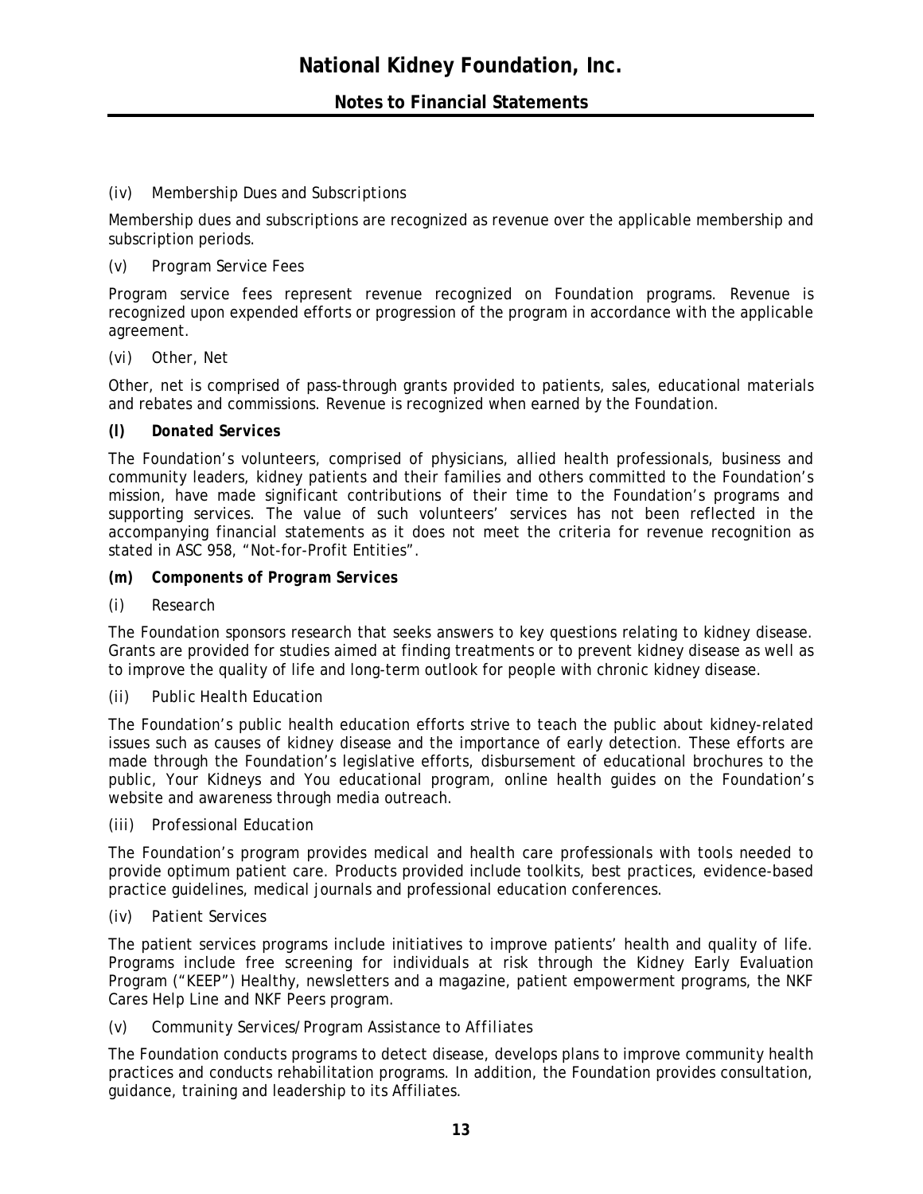*(iv) Membership Dues and Subscriptions*

Membership dues and subscriptions are recognized as revenue over the applicable membership and subscription periods.

*(v) Program Service Fees*

Program service fees represent revenue recognized on Foundation programs. Revenue is recognized upon expended efforts or progression of the program in accordance with the applicable agreement.

*(vi) Other, Net*

Other, net is comprised of pass-through grants provided to patients, sales, educational materials and rebates and commissions. Revenue is recognized when earned by the Foundation.

***(l) Donated Services***

The Foundation's volunteers, comprised of physicians, allied health professionals, business and community leaders, kidney patients and their families and others committed to the Foundation's mission, have made significant contributions of their time to the Foundation's programs and supporting services. The value of such volunteers' services has not been reflected in the accompanying financial statements as it does not meet the criteria for revenue recognition as stated in ASC 958, "Not-for-Profit Entities".

***(m) Components of Program Services***

*(i) Research*

The Foundation sponsors research that seeks answers to key questions relating to kidney disease. Grants are provided for studies aimed at finding treatments or to prevent kidney disease as well as to improve the quality of life and long-term outlook for people with chronic kidney disease.

*(ii) Public Health Education*

The Foundation's public health education efforts strive to teach the public about kidney-related issues such as causes of kidney disease and the importance of early detection. These efforts are made through the Foundation's legislative efforts, disbursement of educational brochures to the public, Your Kidneys and You educational program, online health guides on the Foundation's website and awareness through media outreach.

*(iii) Professional Education*

The Foundation's program provides medical and health care professionals with tools needed to provide optimum patient care. Products provided include toolkits, best practices, evidence-based practice guidelines, medical journals and professional education conferences.

*(iv) Patient Services*

The patient services programs include initiatives to improve patients' health and quality of life. Programs include free screening for individuals at risk through the Kidney Early Evaluation Program ("KEEP") Healthy, newsletters and a magazine, patient empowerment programs, the NKF Cares Help Line and NKF Peers program.

*(v) Community Services/Program Assistance to Affiliates*

The Foundation conducts programs to detect disease, develops plans to improve community health practices and conducts rehabilitation programs. In addition, the Foundation provides consultation, guidance, training and leadership to its Affiliates.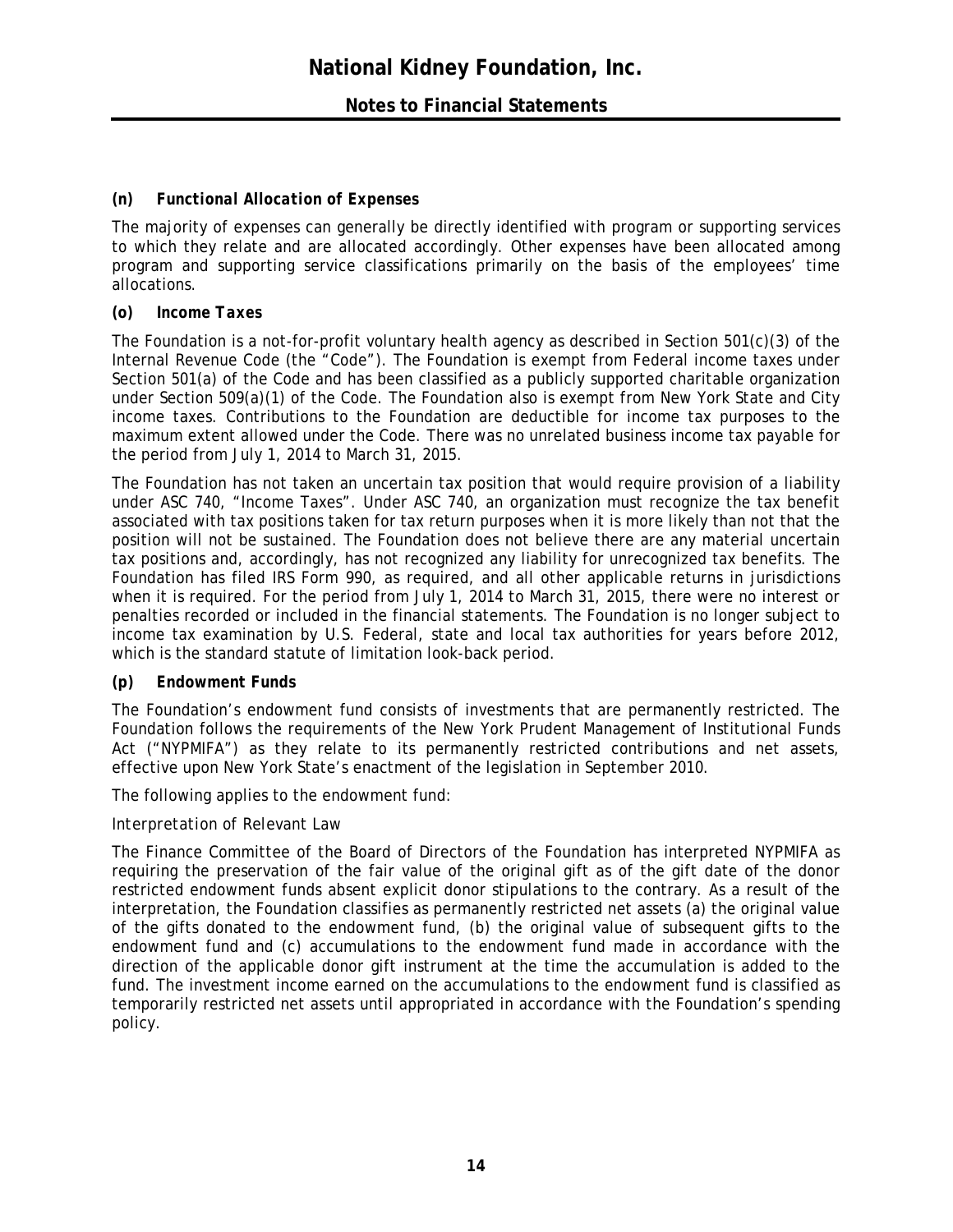### *(n) Functional Allocation of Expenses*

The majority of expenses can generally be directly identified with program or supporting services to which they relate and are allocated accordingly. Other expenses have been allocated among program and supporting service classifications primarily on the basis of the employees' time allocations.

### *(o) Income Taxes*

The Foundation is a not-for-profit voluntary health agency as described in Section 501(c)(3) of the Internal Revenue Code (the "Code"). The Foundation is exempt from Federal income taxes under Section 501(a) of the Code and has been classified as a publicly supported charitable organization under Section 509(a)(1) of the Code. The Foundation also is exempt from New York State and City income taxes. Contributions to the Foundation are deductible for income tax purposes to the maximum extent allowed under the Code. There was no unrelated business income tax payable for the period from July 1, 2014 to March 31, 2015.

The Foundation has not taken an uncertain tax position that would require provision of a liability under ASC 740, "Income Taxes". Under ASC 740, an organization must recognize the tax benefit associated with tax positions taken for tax return purposes when it is more likely than not that the position will not be sustained. The Foundation does not believe there are any material uncertain tax positions and, accordingly, has not recognized any liability for unrecognized tax benefits. The Foundation has filed IRS Form 990, as required, and all other applicable returns in jurisdictions when it is required. For the period from July 1, 2014 to March 31, 2015, there were no interest or penalties recorded or included in the financial statements. The Foundation is no longer subject to income tax examination by U.S. Federal, state and local tax authorities for years before 2012, which is the standard statute of limitation look-back period.

### *(p) Endowment Funds*

The Foundation's endowment fund consists of investments that are permanently restricted. The Foundation follows the requirements of the New York Prudent Management of Institutional Funds Act ("NYPMIFA") as they relate to its permanently restricted contributions and net assets, effective upon New York State's enactment of the legislation in September 2010.

The following applies to the endowment fund:

*Interpretation of Relevant Law*

The Finance Committee of the Board of Directors of the Foundation has interpreted NYPMIFA as requiring the preservation of the fair value of the original gift as of the gift date of the donor restricted endowment funds absent explicit donor stipulations to the contrary. As a result of the interpretation, the Foundation classifies as permanently restricted net assets (a) the original value of the gifts donated to the endowment fund, (b) the original value of subsequent gifts to the endowment fund and (c) accumulations to the endowment fund made in accordance with the direction of the applicable donor gift instrument at the time the accumulation is added to the fund. The investment income earned on the accumulations to the endowment fund is classified as temporarily restricted net assets until appropriated in accordance with the Foundation's spending policy.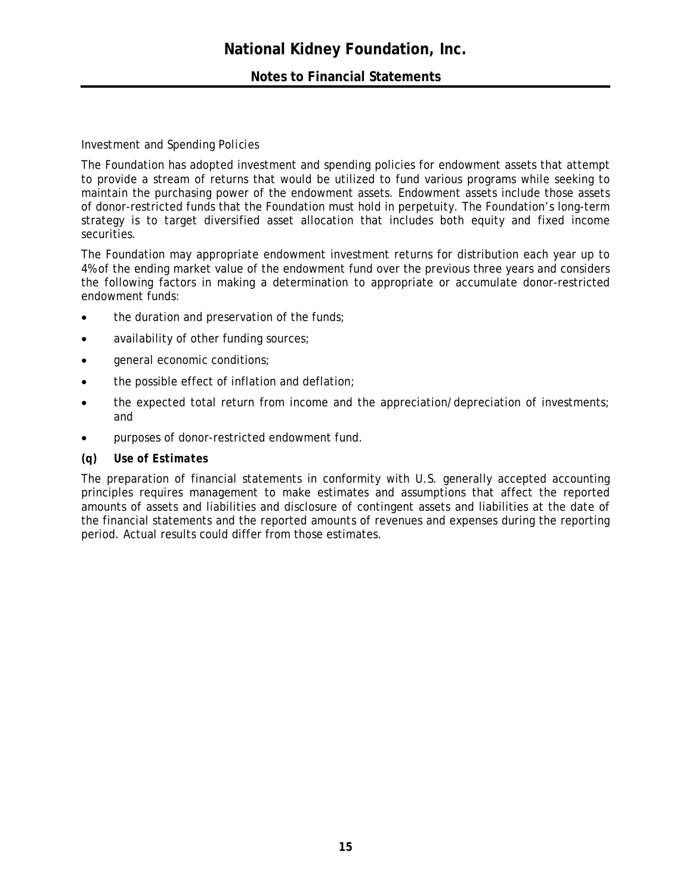*Investment and Spending Policies*

The Foundation has adopted investment and spending policies for endowment assets that attempt to provide a stream of returns that would be utilized to fund various programs while seeking to maintain the purchasing power of the endowment assets. Endowment assets include those assets of donor-restricted funds that the Foundation must hold in perpetuity. The Foundation's long-term strategy is to target diversified asset allocation that includes both equity and fixed income securities.

The Foundation may appropriate endowment investment returns for distribution each year up to 4% of the ending market value of the endowment fund over the previous three years and considers the following factors in making a determination to appropriate or accumulate donor-restricted endowment funds:

- the duration and preservation of the funds;
- availability of other funding sources;
- general economic conditions;
- the possible effect of inflation and deflation;
- the expected total return from income and the appreciation/depreciation of investments; and
- purposes of donor-restricted endowment fund.

***(q) Use of Estimates***

The preparation of financial statements in conformity with U.S. generally accepted accounting principles requires management to make estimates and assumptions that affect the reported amounts of assets and liabilities and disclosure of contingent assets and liabilities at the date of the financial statements and the reported amounts of revenues and expenses during the reporting period. Actual results could differ from those estimates.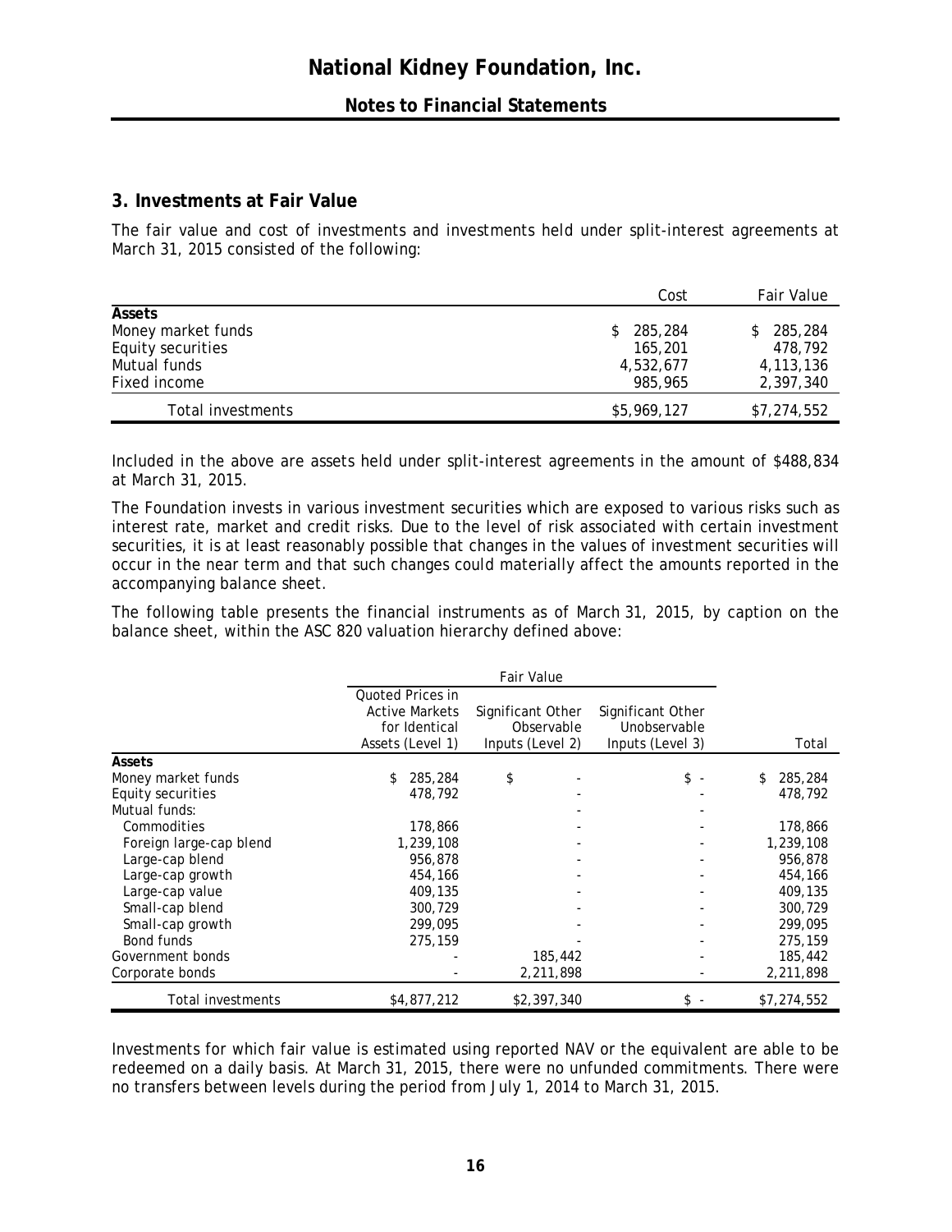## 3. Investments at Fair Value

The fair value and cost of investments and investments held under split-interest agreements at March 31, 2015 consisted of the following:

| | Cost | Fair Value |
|---|---|---|
| **Assets** | | |
| Money market funds | $ 285,284 | $ 285,284 |
| Equity securities | 165,201 | 478,792 |
| Mutual funds | 4,532,677 | 4,113,136 |
| Fixed income | 985,965 | 2,397,340 |
| Total investments | $5,969,127 | $7,274,552 |

Included in the above are assets held under split-interest agreements in the amount of $488,834 at March 31, 2015.

The Foundation invests in various investment securities which are exposed to various risks such as interest rate, market and credit risks. Due to the level of risk associated with certain investment securities, it is at least reasonably possible that changes in the values of investment securities will occur in the near term and that such changes could materially affect the amounts reported in the accompanying balance sheet.

The following table presents the financial instruments as of March 31, 2015, by caption on the balance sheet, within the ASC 820 valuation hierarchy defined above:

| | Fair Value | | | |
|---|---|---|---|---|
| | Quoted Prices in Active Markets for Identical Assets (Level 1) | Significant Other Observable Inputs (Level 2) | Significant Other Unobservable Inputs (Level 3) | Total |
| **Assets** | | | | |
| Money market funds | $ 285,284 | $ - | $ - | $ 285,284 |
| Equity securities | 478,792 | - | - | 478,792 |
| Mutual funds: | | - | - | |
| Commodities | 178,866 | - | - | 178,866 |
| Foreign large-cap blend | 1,239,108 | - | - | 1,239,108 |
| Large-cap blend | 956,878 | - | - | 956,878 |
| Large-cap growth | 454,166 | - | - | 454,166 |
| Large-cap value | 409,135 | - | - | 409,135 |
| Small-cap blend | 300,729 | - | - | 300,729 |
| Small-cap growth | 299,095 | - | - | 299,095 |
| Bond funds | 275,159 | - | - | 275,159 |
| Government bonds | - | 185,442 | - | 185,442 |
| Corporate bonds | - | 2,211,898 | - | 2,211,898 |
| Total investments | $4,877,212 | $2,397,340 | $ - | $7,274,552 |

Investments for which fair value is estimated using reported NAV or the equivalent are able to be redeemed on a daily basis. At March 31, 2015, there were no unfunded commitments. There were no transfers between levels during the period from July 1, 2014 to March 31, 2015.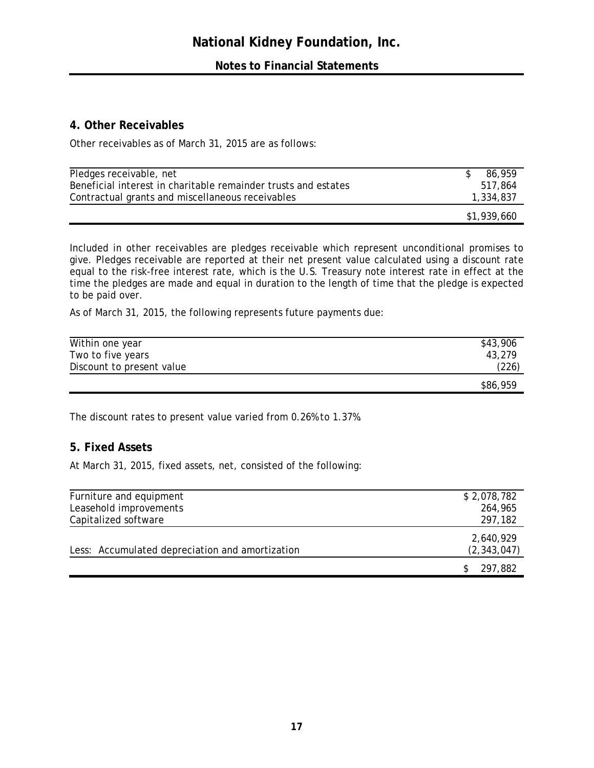National Kidney Foundation, Inc.

Notes to Financial Statements

## 4. Other Receivables

Other receivables as of March 31, 2015 are as follows:

| | |
|---|---|
| Pledges receivable, net | $ 86,959 |
| Beneficial interest in charitable remainder trusts and estates | 517,864 |
| Contractual grants and miscellaneous receivables | 1,334,837 |
| | $1,939,660 |

Included in other receivables are pledges receivable which represent unconditional promises to give. Pledges receivable are reported at their net present value calculated using a discount rate equal to the risk-free interest rate, which is the U.S. Treasury note interest rate in effect at the time the pledges are made and equal in duration to the length of time that the pledge is expected to be paid over.

As of March 31, 2015, the following represents future payments due:

| | |
|---|---|
| Within one year | $43,906 |
| Two to five years | 43,279 |
| Discount to present value | (226) |
| | $86,959 |

The discount rates to present value varied from 0.26% to 1.37%.

## 5. Fixed Assets

At March 31, 2015, fixed assets, net, consisted of the following:

| | |
|---|---|
| Furniture and equipment | $ 2,078,782 |
| Leasehold improvements | 264,965 |
| Capitalized software | 297,182 |
| | 2,640,929 |
| Less: Accumulated depreciation and amortization | (2,343,047) |
| | $ 297,882 |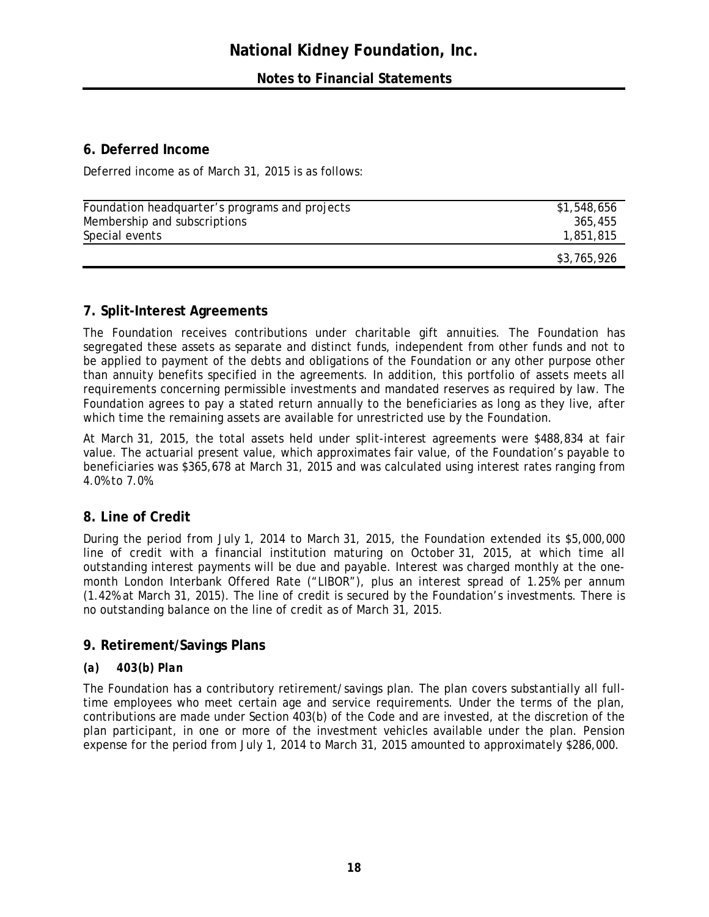## 6. Deferred Income

Deferred income as of March 31, 2015 is as follows:

| | |
|---|---|
| Foundation headquarter's programs and projects | $1,548,656 |
| Membership and subscriptions | 365,455 |
| Special events | 1,851,815 |
| | $3,765,926 |

## 7. Split-Interest Agreements

The Foundation receives contributions under charitable gift annuities. The Foundation has segregated these assets as separate and distinct funds, independent from other funds and not to be applied to payment of the debts and obligations of the Foundation or any other purpose other than annuity benefits specified in the agreements. In addition, this portfolio of assets meets all requirements concerning permissible investments and mandated reserves as required by law. The Foundation agrees to pay a stated return annually to the beneficiaries as long as they live, after which time the remaining assets are available for unrestricted use by the Foundation.

At March 31, 2015, the total assets held under split-interest agreements were $488,834 at fair value. The actuarial present value, which approximates fair value, of the Foundation's payable to beneficiaries was $365,678 at March 31, 2015 and was calculated using interest rates ranging from 4.0% to 7.0%.

## 8. Line of Credit

During the period from July 1, 2014 to March 31, 2015, the Foundation extended its $5,000,000 line of credit with a financial institution maturing on October 31, 2015, at which time all outstanding interest payments will be due and payable. Interest was charged monthly at the one-month London Interbank Offered Rate ("LIBOR"), plus an interest spread of 1.25% per annum (1.42% at March 31, 2015). The line of credit is secured by the Foundation's investments. There is no outstanding balance on the line of credit as of March 31, 2015.

## 9. Retirement/Savings Plans

### *(a) 403(b) Plan*

The Foundation has a contributory retirement/savings plan. The plan covers substantially all full-time employees who meet certain age and service requirements. Under the terms of the plan, contributions are made under Section 403(b) of the Code and are invested, at the discretion of the plan participant, in one or more of the investment vehicles available under the plan. Pension expense for the period from July 1, 2014 to March 31, 2015 amounted to approximately $286,000.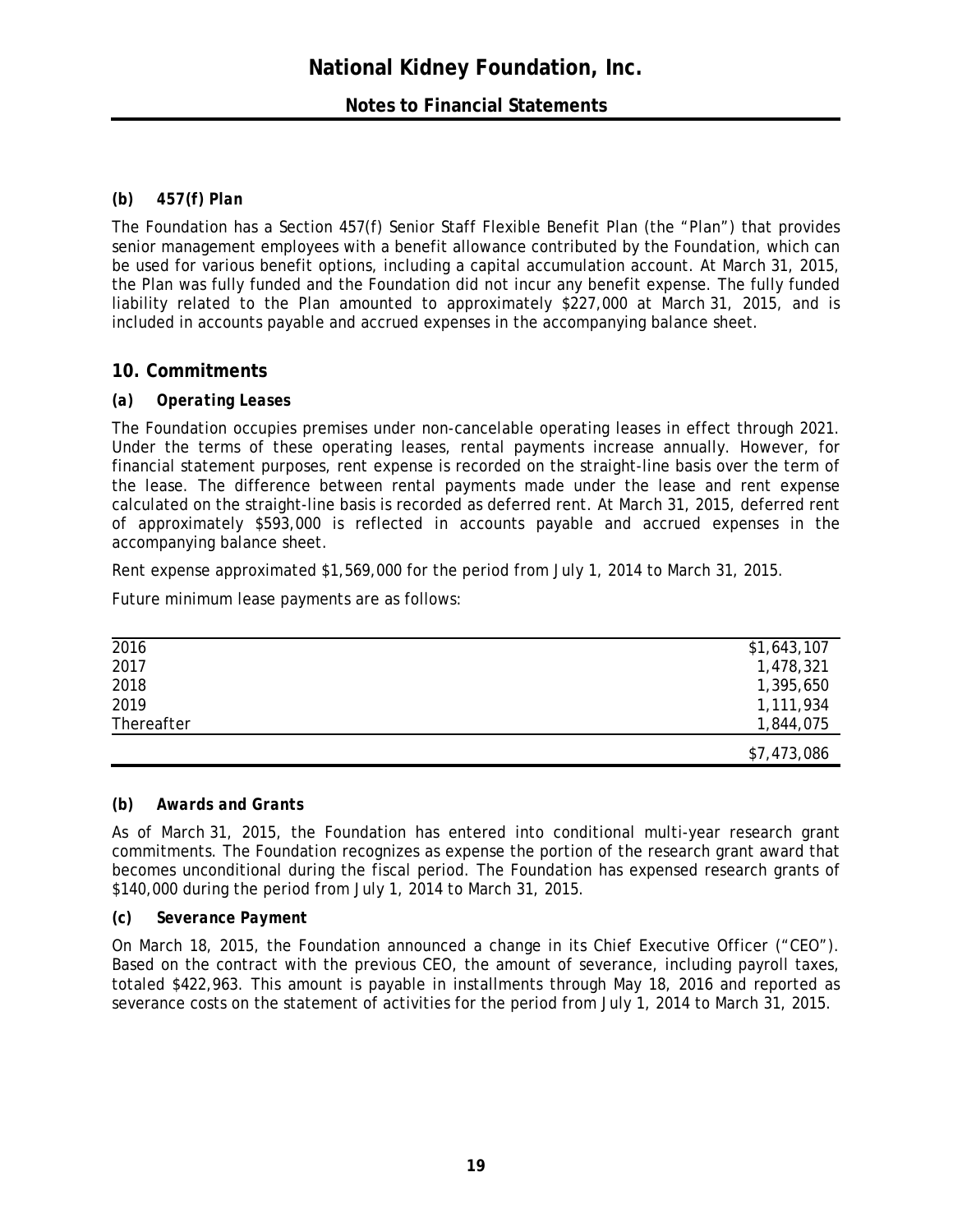### (b) 457(f) Plan

The Foundation has a Section 457(f) Senior Staff Flexible Benefit Plan (the "Plan") that provides senior management employees with a benefit allowance contributed by the Foundation, which can be used for various benefit options, including a capital accumulation account. At March 31, 2015, the Plan was fully funded and the Foundation did not incur any benefit expense. The fully funded liability related to the Plan amounted to approximately $227,000 at March 31, 2015, and is included in accounts payable and accrued expenses in the accompanying balance sheet.

## 10. Commitments

### (a) Operating Leases

The Foundation occupies premises under non-cancelable operating leases in effect through 2021. Under the terms of these operating leases, rental payments increase annually. However, for financial statement purposes, rent expense is recorded on the straight-line basis over the term of the lease. The difference between rental payments made under the lease and rent expense calculated on the straight-line basis is recorded as deferred rent. At March 31, 2015, deferred rent of approximately $593,000 is reflected in accounts payable and accrued expenses in the accompanying balance sheet.

Rent expense approximated $1,569,000 for the period from July 1, 2014 to March 31, 2015.

Future minimum lease payments are as follows:

| | |
|---|---:|
| 2016 | $1,643,107 |
| 2017 | 1,478,321 |
| 2018 | 1,395,650 |
| 2019 | 1,111,934 |
| Thereafter | 1,844,075 |
| | $7,473,086 |

### (b) Awards and Grants

As of March 31, 2015, the Foundation has entered into conditional multi-year research grant commitments. The Foundation recognizes as expense the portion of the research grant award that becomes unconditional during the fiscal period. The Foundation has expensed research grants of $140,000 during the period from July 1, 2014 to March 31, 2015.

### (c) Severance Payment

On March 18, 2015, the Foundation announced a change in its Chief Executive Officer ("CEO"). Based on the contract with the previous CEO, the amount of severance, including payroll taxes, totaled $422,963. This amount is payable in installments through May 18, 2016 and reported as severance costs on the statement of activities for the period from July 1, 2014 to March 31, 2015.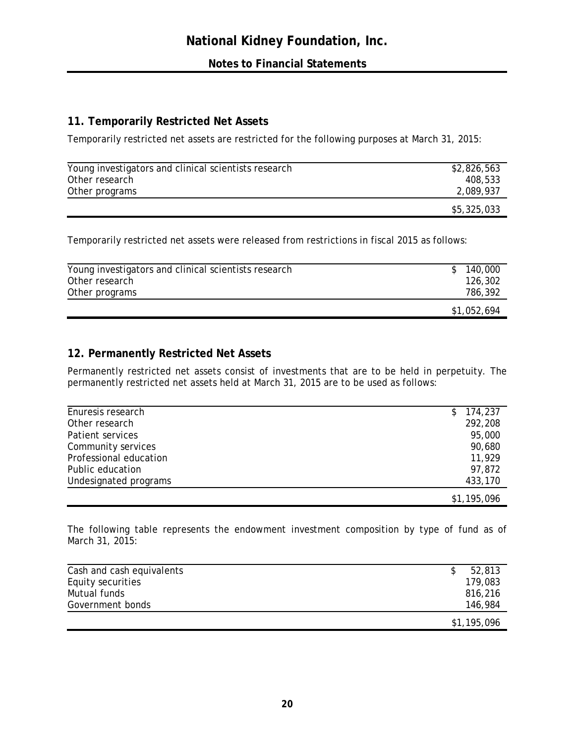## 11. Temporarily Restricted Net Assets

Temporarily restricted net assets are restricted for the following purposes at March 31, 2015:

| | |
|---|---:|
| Young investigators and clinical scientists research | $2,826,563 |
| Other research | 408,533 |
| Other programs | 2,089,937 |
| | $5,325,033 |

Temporarily restricted net assets were released from restrictions in fiscal 2015 as follows:

| | |
|---|---:|
| Young investigators and clinical scientists research | $ 140,000 |
| Other research | 126,302 |
| Other programs | 786,392 |
| | $1,052,694 |

## 12. Permanently Restricted Net Assets

Permanently restricted net assets consist of investments that are to be held in perpetuity. The permanently restricted net assets held at March 31, 2015 are to be used as follows:

| | |
|---|---:|
| Enuresis research | $ 174,237 |
| Other research | 292,208 |
| Patient services | 95,000 |
| Community services | 90,680 |
| Professional education | 11,929 |
| Public education | 97,872 |
| Undesignated programs | 433,170 |
| | $1,195,096 |

The following table represents the endowment investment composition by type of fund as of March 31, 2015:

| | |
|---|---:|
| Cash and cash equivalents | $ 52,813 |
| Equity securities | 179,083 |
| Mutual funds | 816,216 |
| Government bonds | 146,984 |
| | $1,195,096 |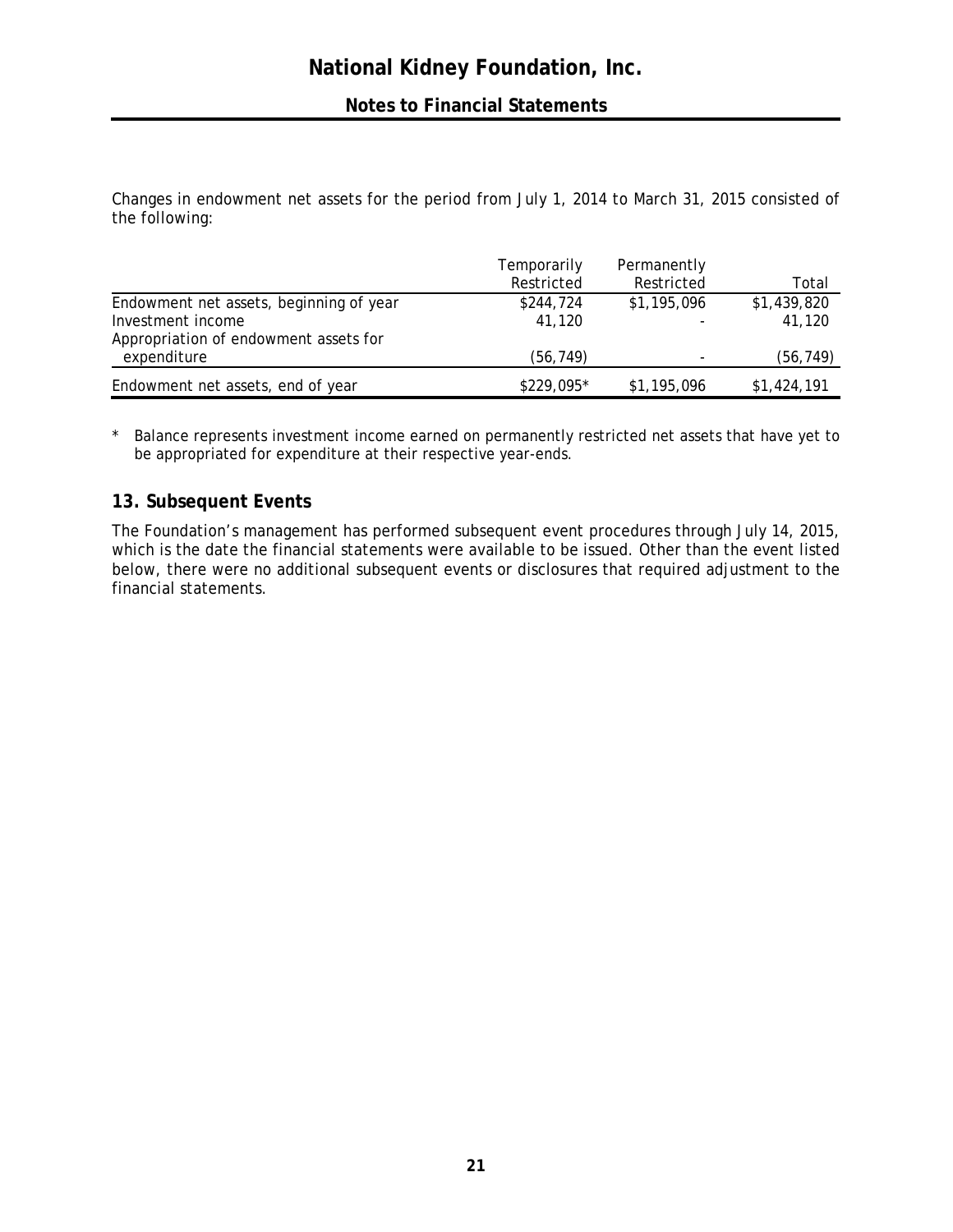Changes in endowment net assets for the period from July 1, 2014 to March 31, 2015 consisted of the following:

| | Temporarily Restricted | Permanently Restricted | Total |
|---|---|---|---|
| Endowment net assets, beginning of year | $244,724 | $1,195,096 | $1,439,820 |
| Investment income | 41,120 | - | 41,120 |
| Appropriation of endowment assets for expenditure | (56,749) | - | (56,749) |
| Endowment net assets, end of year | $229,095* | $1,195,096 | $1,424,191 |

\* Balance represents investment income earned on permanently restricted net assets that have yet to be appropriated for expenditure at their respective year-ends.

## 13. Subsequent Events

The Foundation's management has performed subsequent event procedures through July 14, 2015, which is the date the financial statements were available to be issued. Other than the event listed below, there were no additional subsequent events or disclosures that required adjustment to the financial statements.